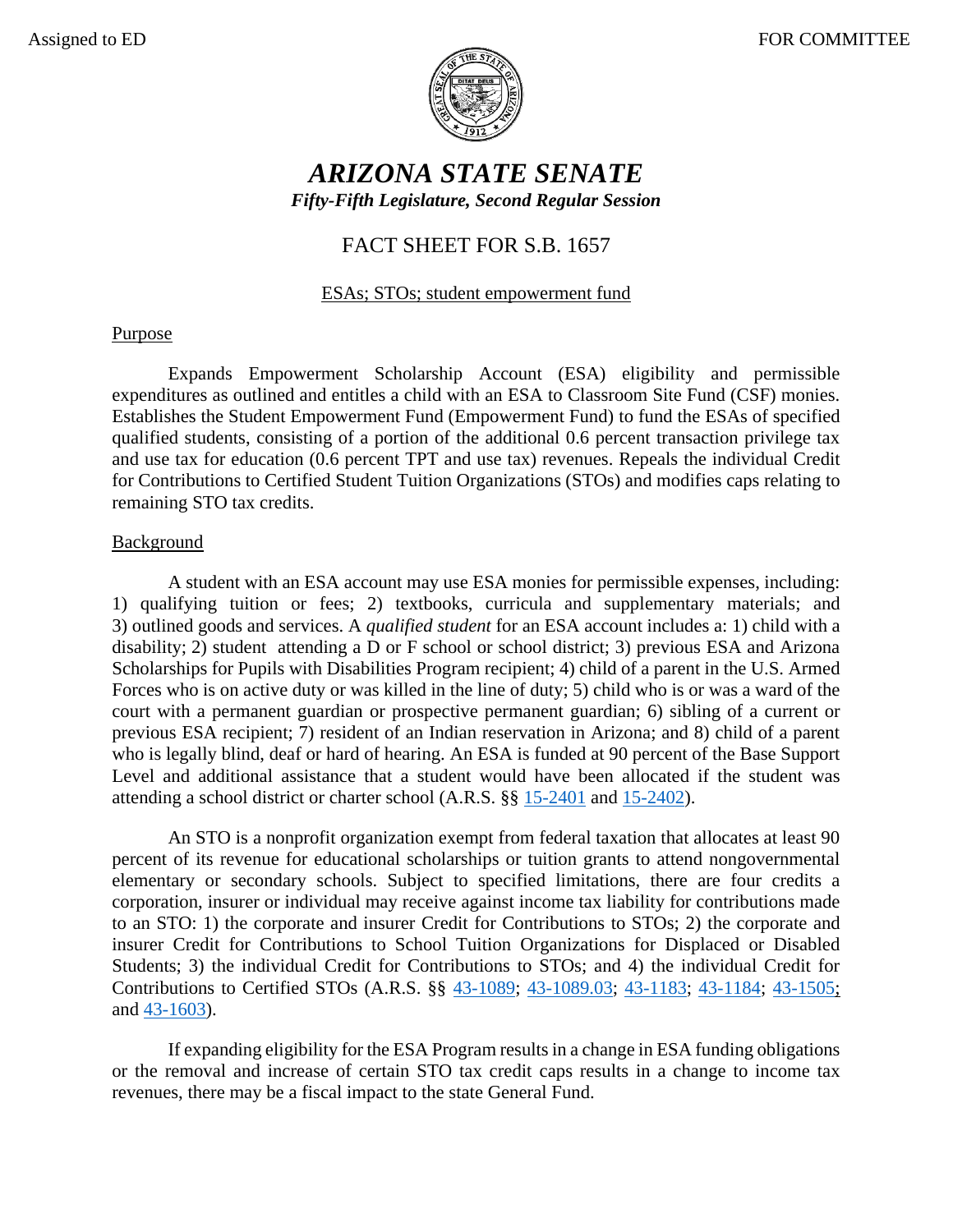Assigned to ED FOR COMMITTEE

# ARIZONA STATE SENATE

***Fifty-Fifth Legislature, Second Regular Session***

## FACT SHEET FOR S.B. 1657

ESAs; STOs; student empowerment fund

### Purpose

Expands Empowerment Scholarship Account (ESA) eligibility and permissible expenditures as outlined and entitles a child with an ESA to Classroom Site Fund (CSF) monies. Establishes the Student Empowerment Fund (Empowerment Fund) to fund the ESAs of specified qualified students, consisting of a portion of the additional 0.6 percent transaction privilege tax and use tax for education (0.6 percent TPT and use tax) revenues. Repeals the individual Credit for Contributions to Certified Student Tuition Organizations (STOs) and modifies caps relating to remaining STO tax credits.

### Background

A student with an ESA account may use ESA monies for permissible expenses, including: 1) qualifying tuition or fees; 2) textbooks, curricula and supplementary materials; and 3) outlined goods and services. A *qualified student* for an ESA account includes a: 1) child with a disability; 2) student attending a D or F school or school district; 3) previous ESA and Arizona Scholarships for Pupils with Disabilities Program recipient; 4) child of a parent in the U.S. Armed Forces who is on active duty or was killed in the line of duty; 5) child who is or was a ward of the court with a permanent guardian or prospective permanent guardian; 6) sibling of a current or previous ESA recipient; 7) resident of an Indian reservation in Arizona; and 8) child of a parent who is legally blind, deaf or hard of hearing. An ESA is funded at 90 percent of the Base Support Level and additional assistance that a student would have been allocated if the student was attending a school district or charter school (A.R.S. §§ 15-2401 and 15-2402).

An STO is a nonprofit organization exempt from federal taxation that allocates at least 90 percent of its revenue for educational scholarships or tuition grants to attend nongovernmental elementary or secondary schools. Subject to specified limitations, there are four credits a corporation, insurer or individual may receive against income tax liability for contributions made to an STO: 1) the corporate and insurer Credit for Contributions to STOs; 2) the corporate and insurer Credit for Contributions to School Tuition Organizations for Displaced or Disabled Students; 3) the individual Credit for Contributions to STOs; and 4) the individual Credit for Contributions to Certified STOs (A.R.S. §§ 43-1089; 43-1089.03; 43-1183; 43-1184; 43-1505; and 43-1603).

If expanding eligibility for the ESA Program results in a change in ESA funding obligations or the removal and increase of certain STO tax credit caps results in a change to income tax revenues, there may be a fiscal impact to the state General Fund.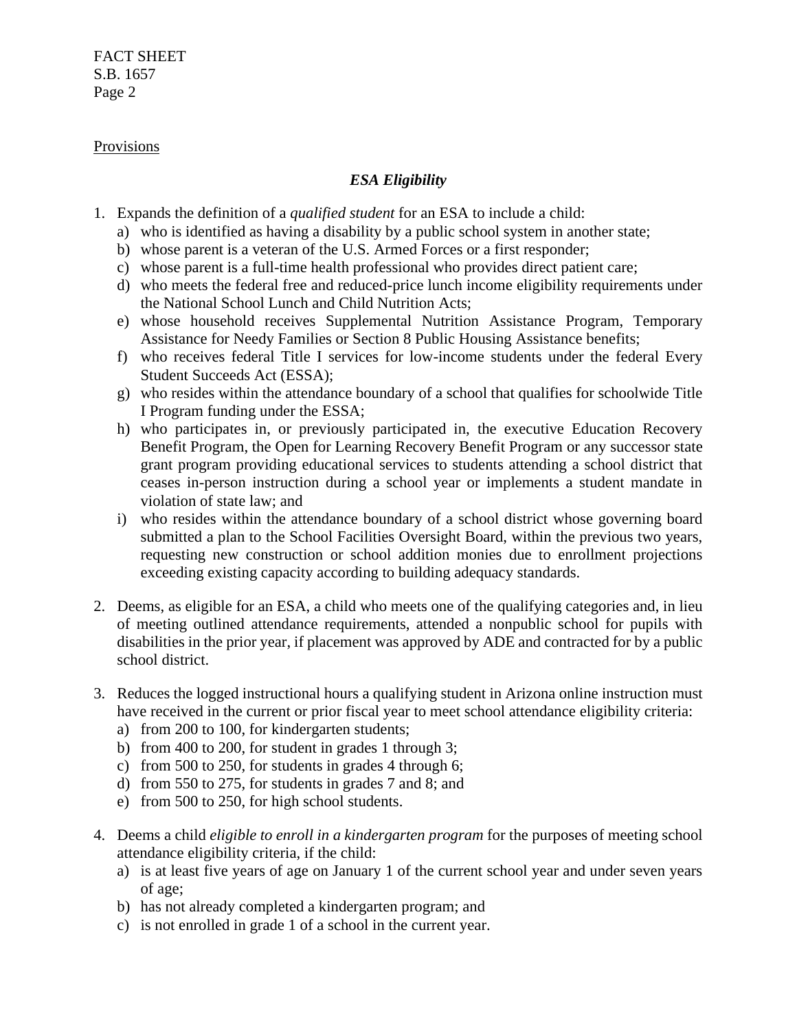Provisions

### *ESA Eligibility*

1. Expands the definition of a *qualified student* for an ESA to include a child:
   a) who is identified as having a disability by a public school system in another state;
   b) whose parent is a veteran of the U.S. Armed Forces or a first responder;
   c) whose parent is a full-time health professional who provides direct patient care;
   d) who meets the federal free and reduced-price lunch income eligibility requirements under the National School Lunch and Child Nutrition Acts;
   e) whose household receives Supplemental Nutrition Assistance Program, Temporary Assistance for Needy Families or Section 8 Public Housing Assistance benefits;
   f) who receives federal Title I services for low-income students under the federal Every Student Succeeds Act (ESSA);
   g) who resides within the attendance boundary of a school that qualifies for schoolwide Title I Program funding under the ESSA;
   h) who participates in, or previously participated in, the executive Education Recovery Benefit Program, the Open for Learning Recovery Benefit Program or any successor state grant program providing educational services to students attending a school district that ceases in-person instruction during a school year or implements a student mandate in violation of state law; and
   i) who resides within the attendance boundary of a school district whose governing board submitted a plan to the School Facilities Oversight Board, within the previous two years, requesting new construction or school addition monies due to enrollment projections exceeding existing capacity according to building adequacy standards.

2. Deems, as eligible for an ESA, a child who meets one of the qualifying categories and, in lieu of meeting outlined attendance requirements, attended a nonpublic school for pupils with disabilities in the prior year, if placement was approved by ADE and contracted for by a public school district.

3. Reduces the logged instructional hours a qualifying student in Arizona online instruction must have received in the current or prior fiscal year to meet school attendance eligibility criteria:
   a) from 200 to 100, for kindergarten students;
   b) from 400 to 200, for student in grades 1 through 3;
   c) from 500 to 250, for students in grades 4 through 6;
   d) from 550 to 275, for students in grades 7 and 8; and
   e) from 500 to 250, for high school students.

4. Deems a child *eligible to enroll in a kindergarten program* for the purposes of meeting school attendance eligibility criteria, if the child:
   a) is at least five years of age on January 1 of the current school year and under seven years of age;
   b) has not already completed a kindergarten program; and
   c) is not enrolled in grade 1 of a school in the current year.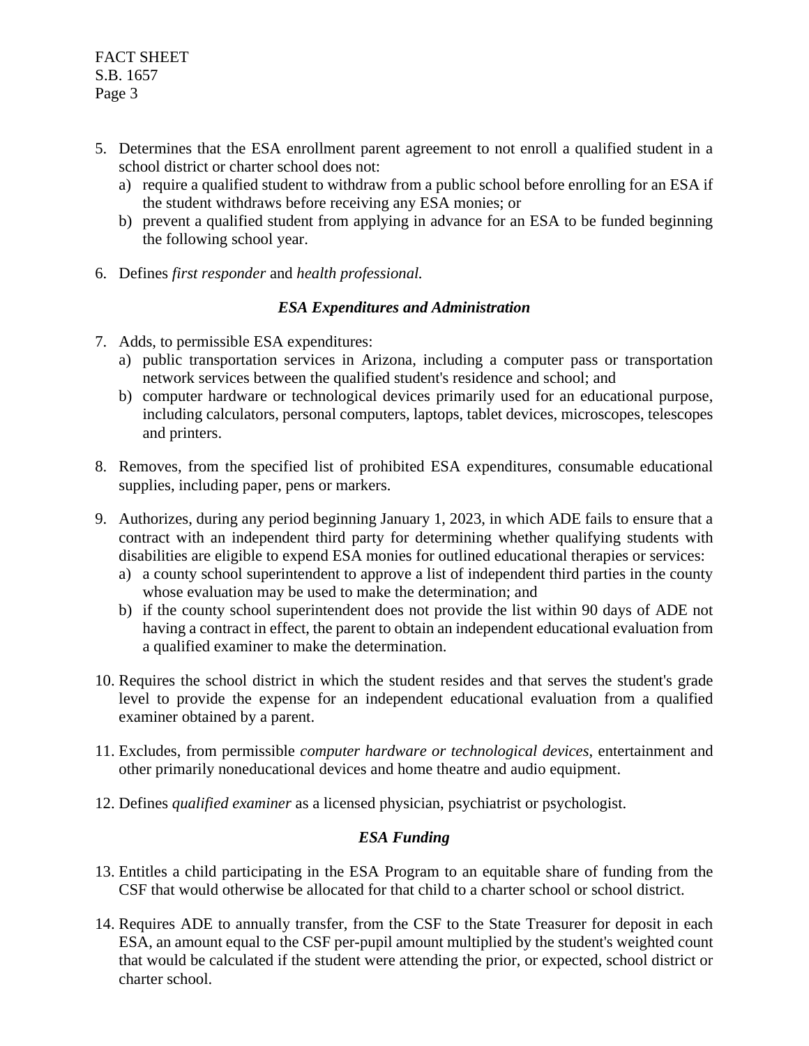5. Determines that the ESA enrollment parent agreement to not enroll a qualified student in a school district or charter school does not:
   a) require a qualified student to withdraw from a public school before enrolling for an ESA if the student withdraws before receiving any ESA monies; or
   b) prevent a qualified student from applying in advance for an ESA to be funded beginning the following school year.

6. Defines *first responder* and *health professional.*

### *ESA Expenditures and Administration*

7. Adds, to permissible ESA expenditures:
   a) public transportation services in Arizona, including a computer pass or transportation network services between the qualified student's residence and school; and
   b) computer hardware or technological devices primarily used for an educational purpose, including calculators, personal computers, laptops, tablet devices, microscopes, telescopes and printers.

8. Removes, from the specified list of prohibited ESA expenditures, consumable educational supplies, including paper, pens or markers.

9. Authorizes, during any period beginning January 1, 2023, in which ADE fails to ensure that a contract with an independent third party for determining whether qualifying students with disabilities are eligible to expend ESA monies for outlined educational therapies or services:
   a) a county school superintendent to approve a list of independent third parties in the county whose evaluation may be used to make the determination; and
   b) if the county school superintendent does not provide the list within 90 days of ADE not having a contract in effect, the parent to obtain an independent educational evaluation from a qualified examiner to make the determination.

10. Requires the school district in which the student resides and that serves the student's grade level to provide the expense for an independent educational evaluation from a qualified examiner obtained by a parent.

11. Excludes, from permissible *computer hardware or technological devices*, entertainment and other primarily noneducational devices and home theatre and audio equipment.

12. Defines *qualified examiner* as a licensed physician, psychiatrist or psychologist.

### *ESA Funding*

13. Entitles a child participating in the ESA Program to an equitable share of funding from the CSF that would otherwise be allocated for that child to a charter school or school district.

14. Requires ADE to annually transfer, from the CSF to the State Treasurer for deposit in each ESA, an amount equal to the CSF per-pupil amount multiplied by the student's weighted count that would be calculated if the student were attending the prior, or expected, school district or charter school.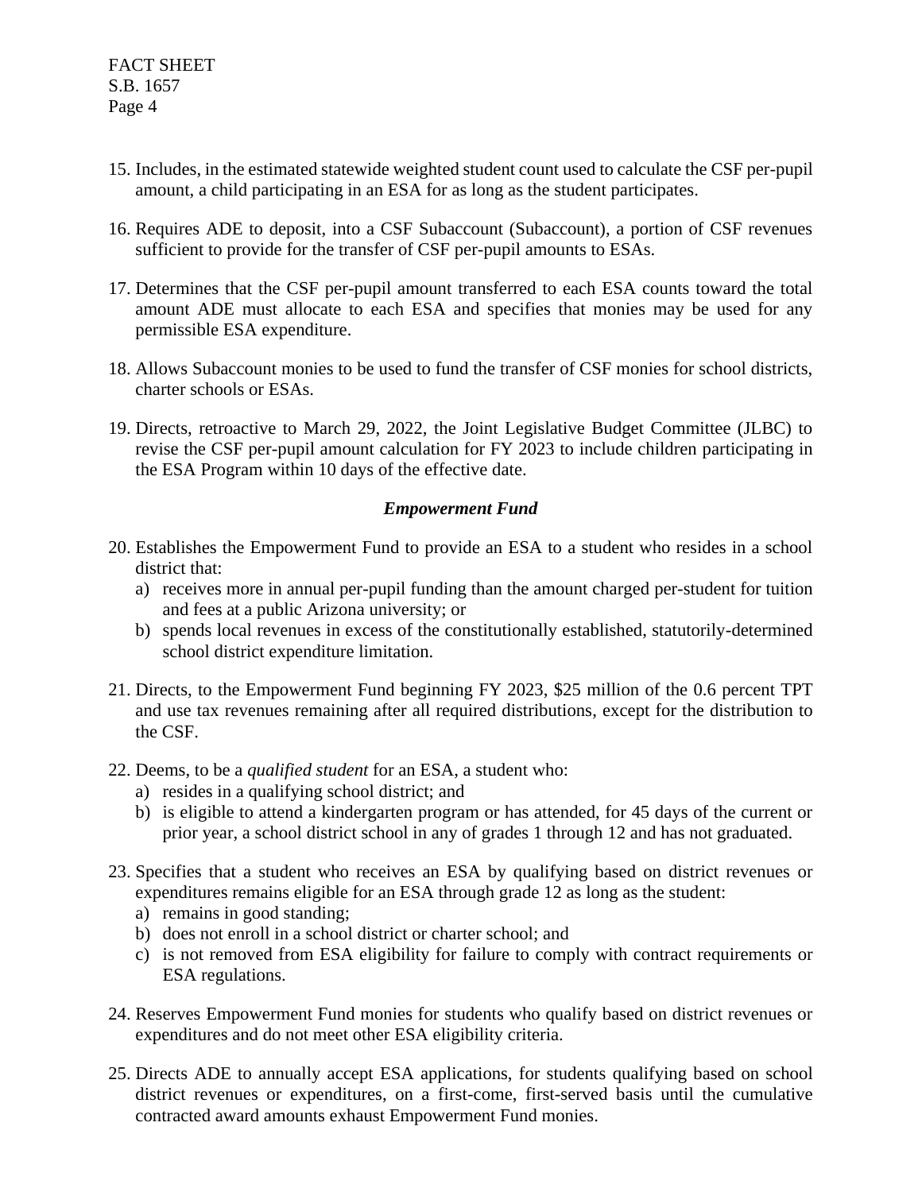15. Includes, in the estimated statewide weighted student count used to calculate the CSF per-pupil amount, a child participating in an ESA for as long as the student participates.

16. Requires ADE to deposit, into a CSF Subaccount (Subaccount), a portion of CSF revenues sufficient to provide for the transfer of CSF per-pupil amounts to ESAs.

17. Determines that the CSF per-pupil amount transferred to each ESA counts toward the total amount ADE must allocate to each ESA and specifies that monies may be used for any permissible ESA expenditure.

18. Allows Subaccount monies to be used to fund the transfer of CSF monies for school districts, charter schools or ESAs.

19. Directs, retroactive to March 29, 2022, the Joint Legislative Budget Committee (JLBC) to revise the CSF per-pupil amount calculation for FY 2023 to include children participating in the ESA Program within 10 days of the effective date.

### *Empowerment Fund*

20. Establishes the Empowerment Fund to provide an ESA to a student who resides in a school district that:
    a) receives more in annual per-pupil funding than the amount charged per-student for tuition and fees at a public Arizona university; or
    b) spends local revenues in excess of the constitutionally established, statutorily-determined school district expenditure limitation.

21. Directs, to the Empowerment Fund beginning FY 2023, $25 million of the 0.6 percent TPT and use tax revenues remaining after all required distributions, except for the distribution to the CSF.

22. Deems, to be a *qualified student* for an ESA, a student who:
    a) resides in a qualifying school district; and
    b) is eligible to attend a kindergarten program or has attended, for 45 days of the current or prior year, a school district school in any of grades 1 through 12 and has not graduated.

23. Specifies that a student who receives an ESA by qualifying based on district revenues or expenditures remains eligible for an ESA through grade 12 as long as the student:
    a) remains in good standing;
    b) does not enroll in a school district or charter school; and
    c) is not removed from ESA eligibility for failure to comply with contract requirements or ESA regulations.

24. Reserves Empowerment Fund monies for students who qualify based on district revenues or expenditures and do not meet other ESA eligibility criteria.

25. Directs ADE to annually accept ESA applications, for students qualifying based on school district revenues or expenditures, on a first-come, first-served basis until the cumulative contracted award amounts exhaust Empowerment Fund monies.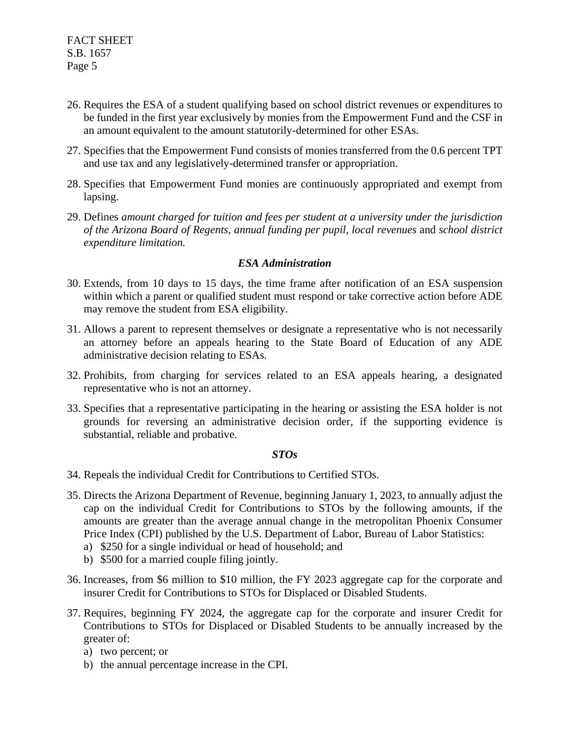26. Requires the ESA of a student qualifying based on school district revenues or expenditures to be funded in the first year exclusively by monies from the Empowerment Fund and the CSF in an amount equivalent to the amount statutorily-determined for other ESAs.

27. Specifies that the Empowerment Fund consists of monies transferred from the 0.6 percent TPT and use tax and any legislatively-determined transfer or appropriation.

28. Specifies that Empowerment Fund monies are continuously appropriated and exempt from lapsing.

29. Defines *amount charged for tuition and fees per student at a university under the jurisdiction of the Arizona Board of Regents*, *annual funding per pupil*, *local revenues* and *school district expenditure limitation.*

### *ESA Administration*

30. Extends, from 10 days to 15 days, the time frame after notification of an ESA suspension within which a parent or qualified student must respond or take corrective action before ADE may remove the student from ESA eligibility.

31. Allows a parent to represent themselves or designate a representative who is not necessarily an attorney before an appeals hearing to the State Board of Education of any ADE administrative decision relating to ESAs.

32. Prohibits, from charging for services related to an ESA appeals hearing, a designated representative who is not an attorney.

33. Specifies that a representative participating in the hearing or assisting the ESA holder is not grounds for reversing an administrative decision order, if the supporting evidence is substantial, reliable and probative.

### *STOs*

34. Repeals the individual Credit for Contributions to Certified STOs.

35. Directs the Arizona Department of Revenue, beginning January 1, 2023, to annually adjust the cap on the individual Credit for Contributions to STOs by the following amounts, if the amounts are greater than the average annual change in the metropolitan Phoenix Consumer Price Index (CPI) published by the U.S. Department of Labor, Bureau of Labor Statistics:
    a) $250 for a single individual or head of household; and
    b) $500 for a married couple filing jointly.

36. Increases, from $6 million to $10 million, the FY 2023 aggregate cap for the corporate and insurer Credit for Contributions to STOs for Displaced or Disabled Students.

37. Requires, beginning FY 2024, the aggregate cap for the corporate and insurer Credit for Contributions to STOs for Displaced or Disabled Students to be annually increased by the greater of:
    a) two percent; or
    b) the annual percentage increase in the CPI.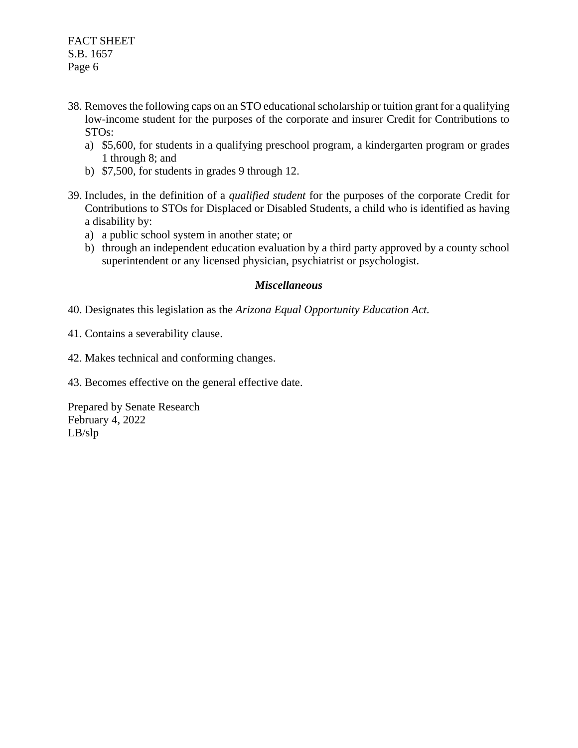38. Removes the following caps on an STO educational scholarship or tuition grant for a qualifying low-income student for the purposes of the corporate and insurer Credit for Contributions to STOs:
    a) $5,600, for students in a qualifying preschool program, a kindergarten program or grades 1 through 8; and
    b) $7,500, for students in grades 9 through 12.

39. Includes, in the definition of a *qualified student* for the purposes of the corporate Credit for Contributions to STOs for Displaced or Disabled Students, a child who is identified as having a disability by:
    a) a public school system in another state; or
    b) through an independent education evaluation by a third party approved by a county school superintendent or any licensed physician, psychiatrist or psychologist.

***Miscellaneous***

40. Designates this legislation as the *Arizona Equal Opportunity Education Act.*

41. Contains a severability clause.

42. Makes technical and conforming changes.

43. Becomes effective on the general effective date.

Prepared by Senate Research
February 4, 2022
LB/slp